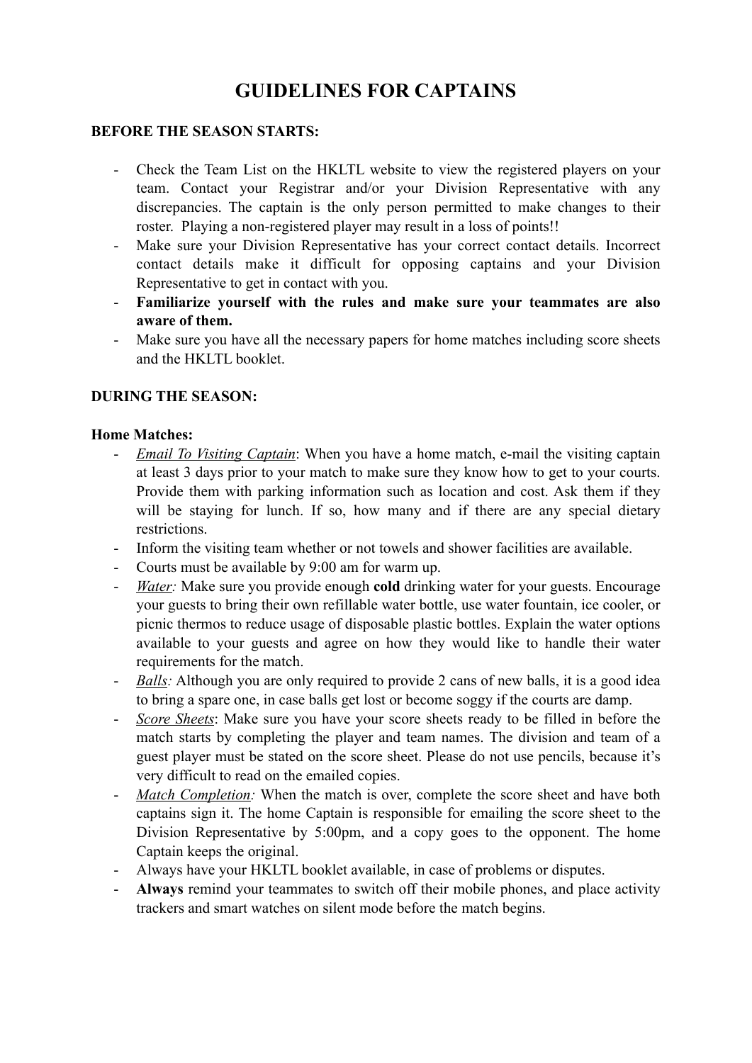# GUIDELINES FOR CAPTAINS

**BEFORE THE SEASON STARTS:**

- Check the Team List on the HKLTL website to view the registered players on your team. Contact your Registrar and/or your Division Representative with any discrepancies. The captain is the only person permitted to make changes to their roster. Playing a non-registered player may result in a loss of points!!
- Make sure your Division Representative has your correct contact details. Incorrect contact details make it difficult for opposing captains and your Division Representative to get in contact with you.
- **Familiarize yourself with the rules and make sure your teammates are also aware of them.**
- Make sure you have all the necessary papers for home matches including score sheets and the HKLTL booklet.

**DURING THE SEASON:**

**Home Matches:**

- *Email To Visiting Captain*: When you have a home match, e-mail the visiting captain at least 3 days prior to your match to make sure they know how to get to your courts. Provide them with parking information such as location and cost. Ask them if they will be staying for lunch. If so, how many and if there are any special dietary restrictions.
- Inform the visiting team whether or not towels and shower facilities are available.
- Courts must be available by 9:00 am for warm up.
- *Water:* Make sure you provide enough **cold** drinking water for your guests. Encourage your guests to bring their own refillable water bottle, use water fountain, ice cooler, or picnic thermos to reduce usage of disposable plastic bottles. Explain the water options available to your guests and agree on how they would like to handle their water requirements for the match.
- *Balls:* Although you are only required to provide 2 cans of new balls, it is a good idea to bring a spare one, in case balls get lost or become soggy if the courts are damp.
- *Score Sheets*: Make sure you have your score sheets ready to be filled in before the match starts by completing the player and team names. The division and team of a guest player must be stated on the score sheet. Please do not use pencils, because it's very difficult to read on the emailed copies.
- *Match Completion:* When the match is over, complete the score sheet and have both captains sign it. The home Captain is responsible for emailing the score sheet to the Division Representative by 5:00pm, and a copy goes to the opponent. The home Captain keeps the original.
- Always have your HKLTL booklet available, in case of problems or disputes.
- **Always** remind your teammates to switch off their mobile phones, and place activity trackers and smart watches on silent mode before the match begins.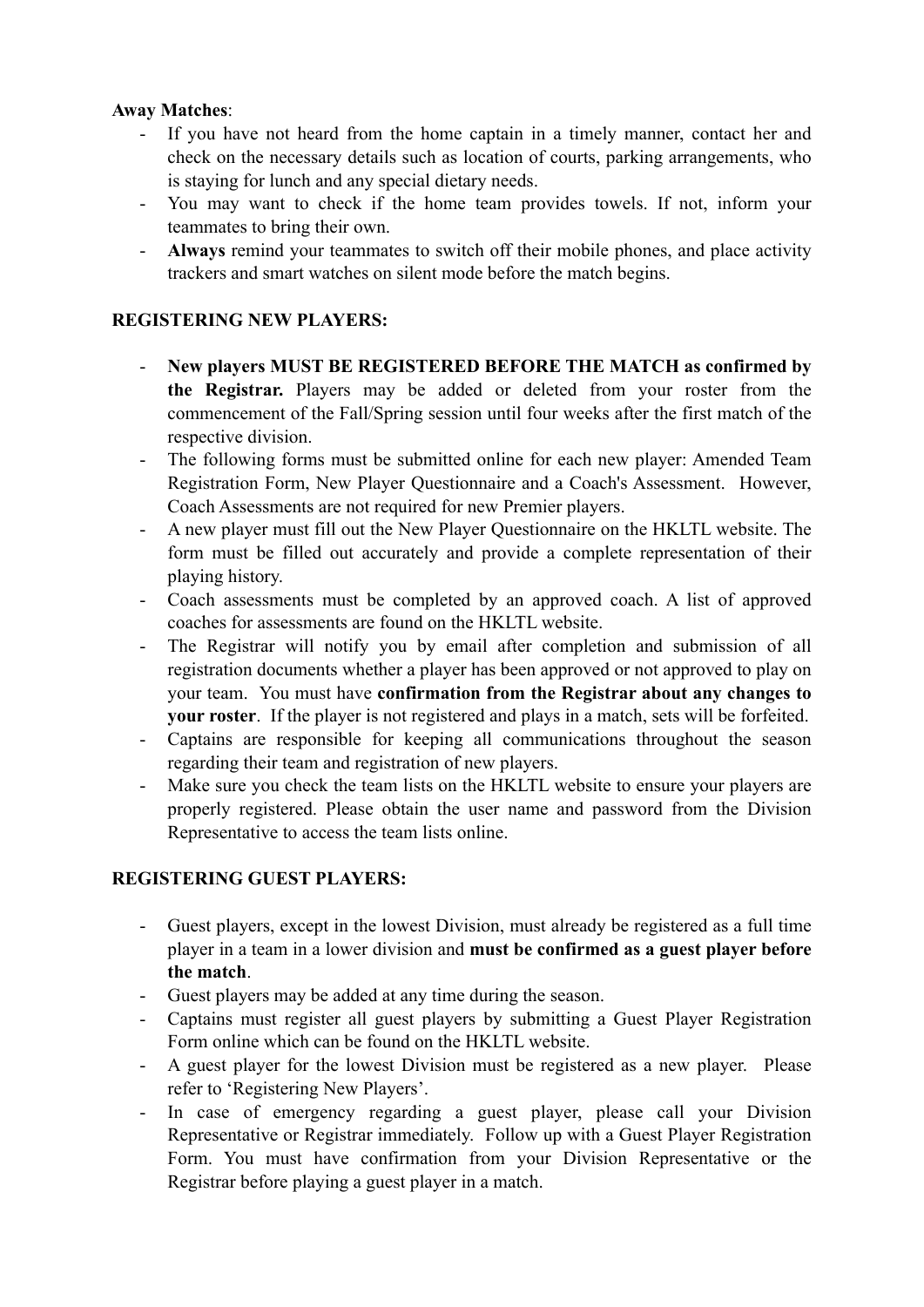**Away Matches**:

- If you have not heard from the home captain in a timely manner, contact her and check on the necessary details such as location of courts, parking arrangements, who is staying for lunch and any special dietary needs.
- You may want to check if the home team provides towels. If not, inform your teammates to bring their own.
- **Always** remind your teammates to switch off their mobile phones, and place activity trackers and smart watches on silent mode before the match begins.

**REGISTERING NEW PLAYERS:**

- **New players MUST BE REGISTERED BEFORE THE MATCH as confirmed by the Registrar.** Players may be added or deleted from your roster from the commencement of the Fall/Spring session until four weeks after the first match of the respective division.
- The following forms must be submitted online for each new player: Amended Team Registration Form, New Player Questionnaire and a Coach's Assessment. However, Coach Assessments are not required for new Premier players.
- A new player must fill out the New Player Questionnaire on the HKLTL website. The form must be filled out accurately and provide a complete representation of their playing history.
- Coach assessments must be completed by an approved coach. A list of approved coaches for assessments are found on the HKLTL website.
- The Registrar will notify you by email after completion and submission of all registration documents whether a player has been approved or not approved to play on your team. You must have **confirmation from the Registrar about any changes to your roster**. If the player is not registered and plays in a match, sets will be forfeited.
- Captains are responsible for keeping all communications throughout the season regarding their team and registration of new players.
- Make sure you check the team lists on the HKLTL website to ensure your players are properly registered. Please obtain the user name and password from the Division Representative to access the team lists online.

**REGISTERING GUEST PLAYERS:**

- Guest players, except in the lowest Division, must already be registered as a full time player in a team in a lower division and **must be confirmed as a guest player before the match**.
- Guest players may be added at any time during the season.
- Captains must register all guest players by submitting a Guest Player Registration Form online which can be found on the HKLTL website.
- A guest player for the lowest Division must be registered as a new player. Please refer to 'Registering New Players'.
- In case of emergency regarding a guest player, please call your Division Representative or Registrar immediately. Follow up with a Guest Player Registration Form. You must have confirmation from your Division Representative or the Registrar before playing a guest player in a match.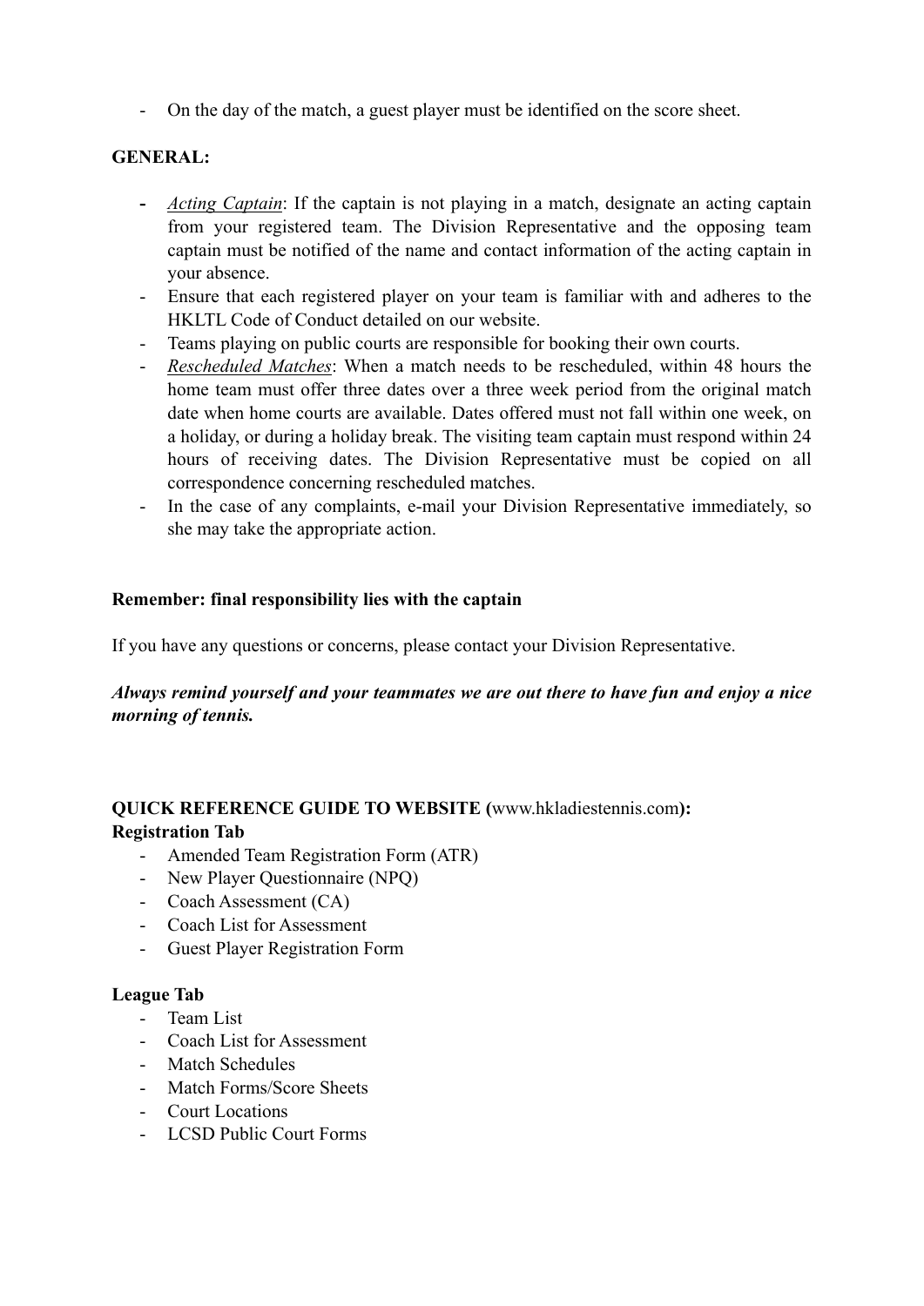- On the day of the match, a guest player must be identified on the score sheet.

**GENERAL:**

- *<u>Acting Captain</u>*: If the captain is not playing in a match, designate an acting captain from your registered team. The Division Representative and the opposing team captain must be notified of the name and contact information of the acting captain in your absence.
- Ensure that each registered player on your team is familiar with and adheres to the HKLTL Code of Conduct detailed on our website.
- Teams playing on public courts are responsible for booking their own courts.
- *<u>Rescheduled Matches</u>*: When a match needs to be rescheduled, within 48 hours the home team must offer three dates over a three week period from the original match date when home courts are available. Dates offered must not fall within one week, on a holiday, or during a holiday break. The visiting team captain must respond within 24 hours of receiving dates. The Division Representative must be copied on all correspondence concerning rescheduled matches.
- In the case of any complaints, e-mail your Division Representative immediately, so she may take the appropriate action.

**Remember: final responsibility lies with the captain**

If you have any questions or concerns, please contact your Division Representative.

***Always remind yourself and your teammates we are out there to have fun and enjoy a nice morning of tennis.***

**QUICK REFERENCE GUIDE TO WEBSITE (**www.hkladiestennis.com**):**
**Registration Tab**

- Amended Team Registration Form (ATR)
- New Player Questionnaire (NPQ)
- Coach Assessment (CA)
- Coach List for Assessment
- Guest Player Registration Form

**League Tab**

- Team List
- Coach List for Assessment
- Match Schedules
- Match Forms/Score Sheets
- Court Locations
- LCSD Public Court Forms